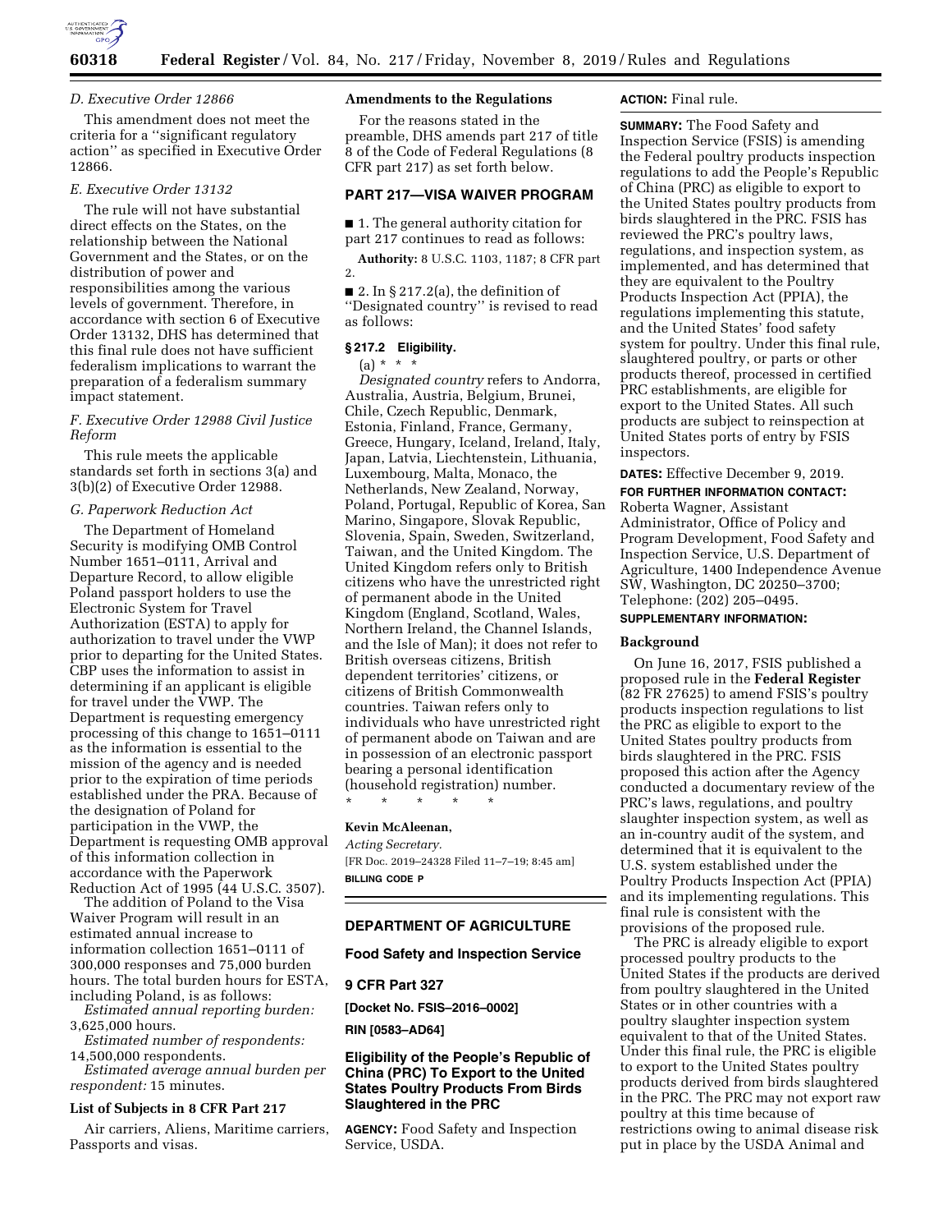### D. Executive Order 12866

This amendment does not meet the criteria for a ''significant regulatory action'' as specified in Executive Order 12866.

### E. Executive Order 13132

The rule will not have substantial direct effects on the States, on the relationship between the National Government and the States, or on the distribution of power and responsibilities among the various levels of government. Therefore, in accordance with section 6 of Executive Order 13132, DHS has determined that this final rule does not have sufficient federalism implications to warrant the preparation of a federalism summary impact statement.

### F. Executive Order 12988 Civil Justice Reform

This rule meets the applicable standards set forth in sections 3(a) and 3(b)(2) of Executive Order 12988.

### G. Paperwork Reduction Act

The Department of Homeland Security is modifying OMB Control Number 1651–0111, Arrival and Departure Record, to allow eligible Poland passport holders to use the Electronic System for Travel Authorization (ESTA) to apply for authorization to travel under the VWP prior to departing for the United States. CBP uses the information to assist in determining if an applicant is eligible for travel under the VWP. The Department is requesting emergency processing of this change to 1651–0111 as the information is essential to the mission of the agency and is needed prior to the expiration of time periods established under the PRA. Because of the designation of Poland for participation in the VWP, the Department is requesting OMB approval of this information collection in accordance with the Paperwork Reduction Act of 1995 (44 U.S.C. 3507).

The addition of Poland to the Visa Waiver Program will result in an estimated annual increase to information collection 1651–0111 of 300,000 responses and 75,000 burden hours. The total burden hours for ESTA, including Poland, is as follows:

*Estimated annual reporting burden:* 3,625,000 hours.

*Estimated number of respondents:* 14,500,000 respondents.

*Estimated average annual burden per respondent:* 15 minutes.

## List of Subjects in 8 CFR Part 217

Air carriers, Aliens, Maritime carriers, Passports and visas.

## Amendments to the Regulations

For the reasons stated in the preamble, DHS amends part 217 of title 8 of the Code of Federal Regulations (8 CFR part 217) as set forth below.

## PART 217—VISA WAIVER PROGRAM

■ 1. The general authority citation for part 217 continues to read as follows:

**Authority:** 8 U.S.C. 1103, 1187; 8 CFR part 2.

■ 2. In § 217.2(a), the definition of ''Designated country'' is revised to read as follows:

### § 217.2 Eligibility.

(a) * * *

*Designated country* refers to Andorra, Australia, Austria, Belgium, Brunei, Chile, Czech Republic, Denmark, Estonia, Finland, France, Germany, Greece, Hungary, Iceland, Ireland, Italy, Japan, Latvia, Liechtenstein, Lithuania, Luxembourg, Malta, Monaco, the Netherlands, New Zealand, Norway, Poland, Portugal, Republic of Korea, San Marino, Singapore, Slovak Republic, Slovenia, Spain, Sweden, Switzerland, Taiwan, and the United Kingdom. The United Kingdom refers only to British citizens who have the unrestricted right of permanent abode in the United Kingdom (England, Scotland, Wales, Northern Ireland, the Channel Islands, and the Isle of Man); it does not refer to British overseas citizens, British dependent territories' citizens, or citizens of British Commonwealth countries. Taiwan refers only to individuals who have unrestricted right of permanent abode on Taiwan and are in possession of an electronic passport bearing a personal identification (household registration) number.

\* \* \* \* \*

**Kevin McAleenan,**

*Acting Secretary.*

[FR Doc. 2019–24328 Filed 11–7–19; 8:45 am]

**BILLING CODE P**

---

## DEPARTMENT OF AGRICULTURE

### Food Safety and Inspection Service

### 9 CFR Part 327

**[Docket No. FSIS–2016–0002]**

**RIN [0583–AD64]**

## Eligibility of the People's Republic of China (PRC) To Export to the United States Poultry Products From Birds Slaughtered in the PRC

**AGENCY:** Food Safety and Inspection Service, USDA.

**ACTION:** Final rule.

**SUMMARY:** The Food Safety and Inspection Service (FSIS) is amending the Federal poultry products inspection regulations to add the People's Republic of China (PRC) as eligible to export to the United States poultry products from birds slaughtered in the PRC. FSIS has reviewed the PRC's poultry laws, regulations, and inspection system, as implemented, and has determined that they are equivalent to the Poultry Products Inspection Act (PPIA), the regulations implementing this statute, and the United States' food safety system for poultry. Under this final rule, slaughtered poultry, or parts or other products thereof, processed in certified PRC establishments, are eligible for export to the United States. All such products are subject to reinspection at United States ports of entry by FSIS inspectors.

**DATES:** Effective December 9, 2019.

**FOR FURTHER INFORMATION CONTACT:** Roberta Wagner, Assistant Administrator, Office of Policy and Program Development, Food Safety and Inspection Service, U.S. Department of Agriculture, 1400 Independence Avenue SW, Washington, DC 20250–3700; Telephone: (202) 205–0495.

**SUPPLEMENTARY INFORMATION:**

## Background

On June 16, 2017, FSIS published a proposed rule in the **Federal Register** (82 FR 27625) to amend FSIS's poultry products inspection regulations to list the PRC as eligible to export to the United States poultry products from birds slaughtered in the PRC. FSIS proposed this action after the Agency conducted a documentary review of the PRC's laws, regulations, and poultry slaughter inspection system, as well as an in-country audit of the system, and determined that it is equivalent to the U.S. system established under the Poultry Products Inspection Act (PPIA) and its implementing regulations. This final rule is consistent with the provisions of the proposed rule.

The PRC is already eligible to export processed poultry products to the United States if the products are derived from poultry slaughtered in the United States or in other countries with a poultry slaughter inspection system equivalent to that of the United States. Under this final rule, the PRC is eligible to export to the United States poultry products derived from birds slaughtered in the PRC. The PRC may not export raw poultry at this time because of restrictions owing to animal disease risk put in place by the USDA Animal and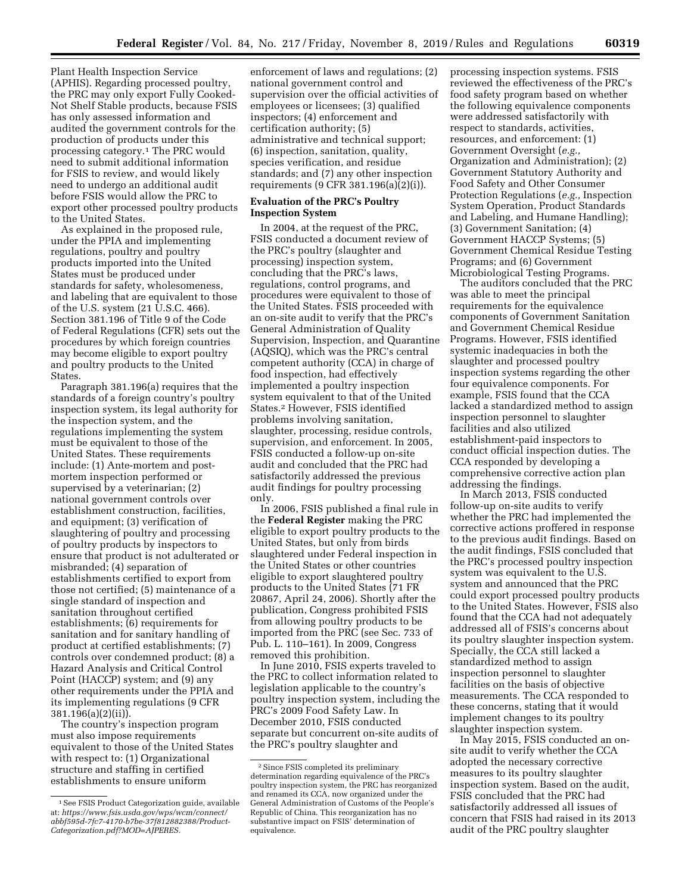Plant Health Inspection Service (APHIS). Regarding processed poultry, the PRC may only export Fully Cooked-Not Shelf Stable products, because FSIS has only assessed information and audited the government controls for the production of products under this processing category.[1] The PRC would need to submit additional information for FSIS to review, and would likely need to undergo an additional audit before FSIS would allow the PRC to export other processed poultry products to the United States.

As explained in the proposed rule, under the PPIA and implementing regulations, poultry and poultry products imported into the United States must be produced under standards for safety, wholesomeness, and labeling that are equivalent to those of the U.S. system (21 U.S.C. 466). Section 381.196 of Title 9 of the Code of Federal Regulations (CFR) sets out the procedures by which foreign countries may become eligible to export poultry and poultry products to the United States.

Paragraph 381.196(a) requires that the standards of a foreign country's poultry inspection system, its legal authority for the inspection system, and the regulations implementing the system must be equivalent to those of the United States. These requirements include: (1) Ante-mortem and post-mortem inspection performed or supervised by a veterinarian; (2) national government controls over establishment construction, facilities, and equipment; (3) verification of slaughtering of poultry and processing of poultry products by inspectors to ensure that product is not adulterated or misbranded; (4) separation of establishments certified to export from those not certified; (5) maintenance of a single standard of inspection and sanitation throughout certified establishments; (6) requirements for sanitation and for sanitary handling of product at certified establishments; (7) controls over condemned product; (8) a Hazard Analysis and Critical Control Point (HACCP) system; and (9) any other requirements under the PPIA and its implementing regulations (9 CFR 381.196(a)(2)(ii)).

The country's inspection program must also impose requirements equivalent to those of the United States with respect to: (1) Organizational structure and staffing in certified establishments to ensure uniform enforcement of laws and regulations; (2) national government control and supervision over the official activities of employees or licensees; (3) qualified inspectors; (4) enforcement and certification authority; (5) administrative and technical support; (6) inspection, sanitation, quality, species verification, and residue standards; and (7) any other inspection requirements (9 CFR 381.196(a)(2)(i)).

## Evaluation of the PRC's Poultry Inspection System

In 2004, at the request of the PRC, FSIS conducted a document review of the PRC's poultry (slaughter and processing) inspection system, concluding that the PRC's laws, regulations, control programs, and procedures were equivalent to those of the United States. FSIS proceeded with an on-site audit to verify that the PRC's General Administration of Quality Supervision, Inspection, and Quarantine (AQSIQ), which was the PRC's central competent authority (CCA) in charge of food inspection, had effectively implemented a poultry inspection system equivalent to that of the United States.[2] However, FSIS identified problems involving sanitation, slaughter, processing, residue controls, supervision, and enforcement. In 2005, FSIS conducted a follow-up on-site audit and concluded that the PRC had satisfactorily addressed the previous audit findings for poultry processing only.

In 2006, FSIS published a final rule in the **Federal Register** making the PRC eligible to export poultry products to the United States, but only from birds slaughtered under Federal inspection in the United States or other countries eligible to export slaughtered poultry products to the United States (71 FR 20867, April 24, 2006). Shortly after the publication, Congress prohibited FSIS from allowing poultry products to be imported from the PRC (see Sec. 733 of Pub. L. 110–161). In 2009, Congress removed this prohibition.

In June 2010, FSIS experts traveled to the PRC to collect information related to legislation applicable to the country's poultry inspection system, including the PRC's 2009 Food Safety Law. In December 2010, FSIS conducted separate but concurrent on-site audits of the PRC's poultry slaughter and processing inspection systems. FSIS reviewed the effectiveness of the PRC's food safety program based on whether the following equivalence components were addressed satisfactorily with respect to standards, activities, resources, and enforcement: (1) Government Oversight (*e.g.,* Organization and Administration); (2) Government Statutory Authority and Food Safety and Other Consumer Protection Regulations (*e.g.,* Inspection System Operation, Product Standards and Labeling, and Humane Handling); (3) Government Sanitation; (4) Government HACCP Systems; (5) Government Chemical Residue Testing Programs; and (6) Government Microbiological Testing Programs.

The auditors concluded that the PRC was able to meet the principal requirements for the equivalence components of Government Sanitation and Government Chemical Residue Programs. However, FSIS identified systemic inadequacies in both the slaughter and processed poultry inspection systems regarding the other four equivalence components. For example, FSIS found that the CCA lacked a standardized method to assign inspection personnel to slaughter facilities and also utilized establishment-paid inspectors to conduct official inspection duties. The CCA responded by developing a comprehensive corrective action plan addressing the findings.

In March 2013, FSIS conducted follow-up on-site audits to verify whether the PRC had implemented the corrective actions proffered in response to the previous audit findings. Based on the audit findings, FSIS concluded that the PRC's processed poultry inspection system was equivalent to the U.S. system and announced that the PRC could export processed poultry products to the United States. However, FSIS also found that the CCA had not adequately addressed all of FSIS's concerns about its poultry slaughter inspection system. Specially, the CCA still lacked a standardized method to assign inspection personnel to slaughter facilities on the basis of objective measurements. The CCA responded to these concerns, stating that it would implement changes to its poultry slaughter inspection system.

In May 2015, FSIS conducted an on-site audit to verify whether the CCA adopted the necessary corrective measures to its poultry slaughter inspection system. Based on the audit, FSIS concluded that the PRC had satisfactorily addressed all issues of concern that FSIS had raised in its 2013 audit of the PRC poultry slaughter

---

[1] See FSIS Product Categorization guide, available at: *https://www.fsis.usda.gov/wps/wcm/connect/abbf595d-7fc7-4170-b7be-37f812882388/Product-Categorization.pdf?MOD=AJPERES.*

[2] Since FSIS completed its preliminary determination regarding equivalence of the PRC's poultry inspection system, the PRC has reorganized and renamed its CCA, now organized under the General Administration of Customs of the People's Republic of China. This reorganization has no substantive impact on FSIS' determination of equivalence.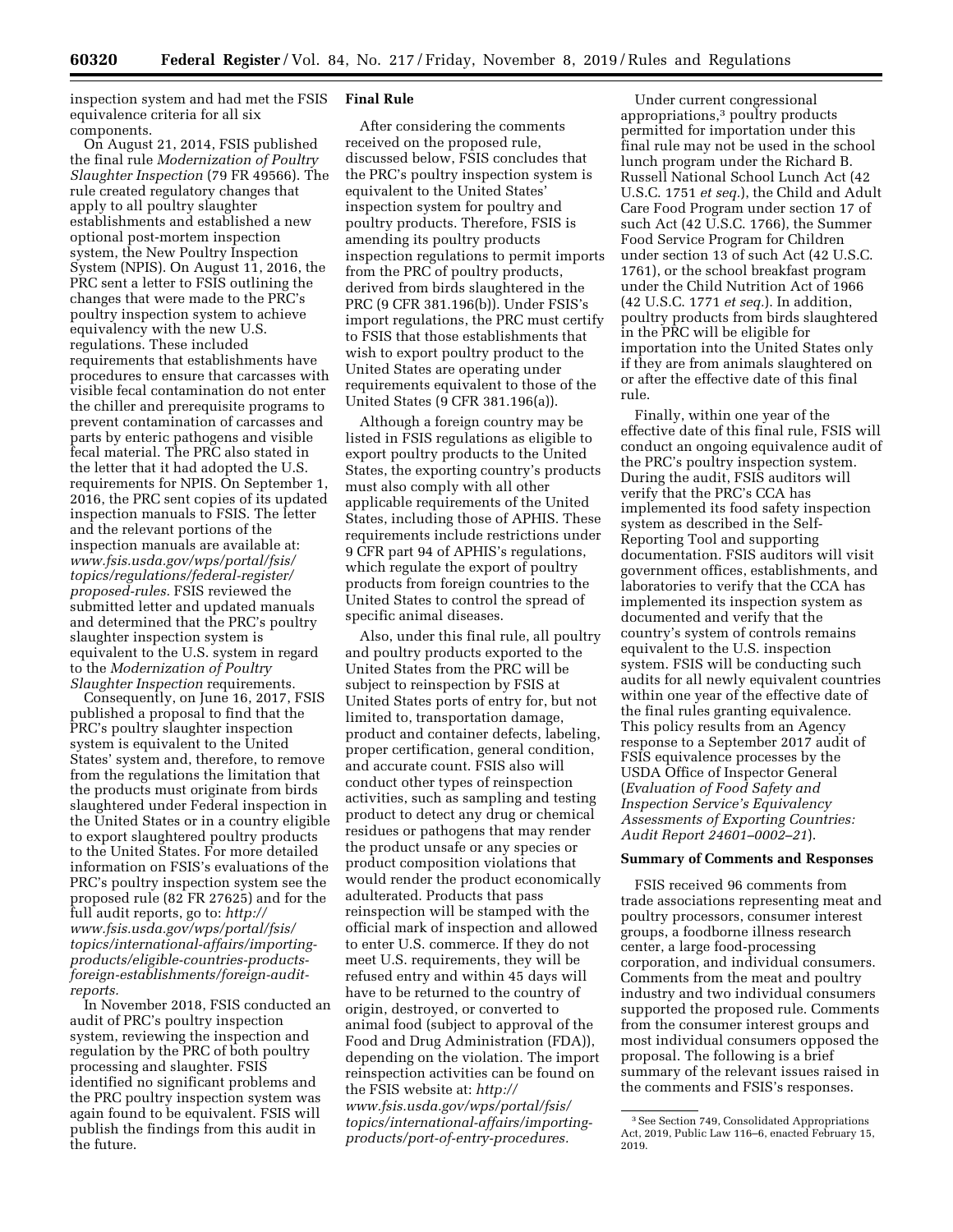inspection system and had met the FSIS equivalence criteria for all six components.

On August 21, 2014, FSIS published the final rule *Modernization of Poultry Slaughter Inspection* (79 FR 49566). The rule created regulatory changes that apply to all poultry slaughter establishments and established a new optional post-mortem inspection system, the New Poultry Inspection System (NPIS). On August 11, 2016, the PRC sent a letter to FSIS outlining the changes that were made to the PRC's poultry inspection system to achieve equivalency with the new U.S. regulations. These included requirements that establishments have procedures to ensure that carcasses with visible fecal contamination do not enter the chiller and prerequisite programs to prevent contamination of carcasses and parts by enteric pathogens and visible fecal material. The PRC also stated in the letter that it had adopted the U.S. requirements for NPIS. On September 1, 2016, the PRC sent copies of its updated inspection manuals to FSIS. The letter and the relevant portions of the inspection manuals are available at: *www.fsis.usda.gov/wps/portal/fsis/topics/regulations/federal-register/proposed-rules.* FSIS reviewed the submitted letter and updated manuals and determined that the PRC's poultry slaughter inspection system is equivalent to the U.S. system in regard to the *Modernization of Poultry Slaughter Inspection* requirements.

Consequently, on June 16, 2017, FSIS published a proposal to find that the PRC's poultry slaughter inspection system is equivalent to the United States' system and, therefore, to remove from the regulations the limitation that the products must originate from birds slaughtered under Federal inspection in the United States or in a country eligible to export slaughtered poultry products to the United States. For more detailed information on FSIS's evaluations of the PRC's poultry inspection system see the proposed rule (82 FR 27625) and for the full audit reports, go to: *http://www.fsis.usda.gov/wps/portal/fsis/topics/international-affairs/importing-products/eligible-countries-products-foreign-establishments/foreign-audit-reports.*

In November 2018, FSIS conducted an audit of PRC's poultry inspection system, reviewing the inspection and regulation by the PRC of both poultry processing and slaughter. FSIS identified no significant problems and the PRC poultry inspection system was again found to be equivalent. FSIS will publish the findings from this audit in the future.

## Final Rule

After considering the comments received on the proposed rule, discussed below, FSIS concludes that the PRC's poultry inspection system is equivalent to the United States' inspection system for poultry and poultry products. Therefore, FSIS is amending its poultry products inspection regulations to permit imports from the PRC of poultry products, derived from birds slaughtered in the PRC (9 CFR 381.196(b)). Under FSIS's import regulations, the PRC must certify to FSIS that those establishments that wish to export poultry product to the United States are operating under requirements equivalent to those of the United States (9 CFR 381.196(a)).

Although a foreign country may be listed in FSIS regulations as eligible to export poultry products to the United States, the exporting country's products must also comply with all other applicable requirements of the United States, including those of APHIS. These requirements include restrictions under 9 CFR part 94 of APHIS's regulations, which regulate the export of poultry products from foreign countries to the United States to control the spread of specific animal diseases.

Also, under this final rule, all poultry and poultry products exported to the United States from the PRC will be subject to reinspection by FSIS at United States ports of entry for, but not limited to, transportation damage, product and container defects, labeling, proper certification, general condition, and accurate count. FSIS also will conduct other types of reinspection activities, such as sampling and testing product to detect any drug or chemical residues or pathogens that may render the product unsafe or any species or product composition violations that would render the product economically adulterated. Products that pass reinspection will be stamped with the official mark of inspection and allowed to enter U.S. commerce. If they do not meet U.S. requirements, they will be refused entry and within 45 days will have to be returned to the country of origin, destroyed, or converted to animal food (subject to approval of the Food and Drug Administration (FDA)), depending on the violation. The import reinspection activities can be found on the FSIS website at: *http://www.fsis.usda.gov/wps/portal/fsis/topics/international-affairs/importing-products/port-of-entry-procedures.*

Under current congressional appropriations,[3] poultry products permitted for importation under this final rule may not be used in the school lunch program under the Richard B. Russell National School Lunch Act (42 U.S.C. 1751 *et seq.*), the Child and Adult Care Food Program under section 17 of such Act (42 U.S.C. 1766), the Summer Food Service Program for Children under section 13 of such Act (42 U.S.C. 1761), or the school breakfast program under the Child Nutrition Act of 1966 (42 U.S.C. 1771 *et seq.*). In addition, poultry products from birds slaughtered in the PRC will be eligible for importation into the United States only if they are from animals slaughtered on or after the effective date of this final rule.

Finally, within one year of the effective date of this final rule, FSIS will conduct an ongoing equivalence audit of the PRC's poultry inspection system. During the audit, FSIS auditors will verify that the PRC's CCA has implemented its food safety inspection system as described in the Self-Reporting Tool and supporting documentation. FSIS auditors will visit government offices, establishments, and laboratories to verify that the CCA has implemented its inspection system as documented and verify that the country's system of controls remains equivalent to the U.S. inspection system. FSIS will be conducting such audits for all newly equivalent countries within one year of the effective date of the final rules granting equivalence. This policy results from an Agency response to a September 2017 audit of FSIS equivalence processes by the USDA Office of Inspector General (*Evaluation of Food Safety and Inspection Service's Equivalency Assessments of Exporting Countries: Audit Report 24601–0002–21*).

## Summary of Comments and Responses

FSIS received 96 comments from trade associations representing meat and poultry processors, consumer interest groups, a foodborne illness research center, a large food-processing corporation, and individual consumers. Comments from the meat and poultry industry and two individual consumers supported the proposed rule. Comments from the consumer interest groups and most individual consumers opposed the proposal. The following is a brief summary of the relevant issues raised in the comments and FSIS's responses.

[3] See Section 749, Consolidated Appropriations Act, 2019, Public Law 116–6, enacted February 15, 2019.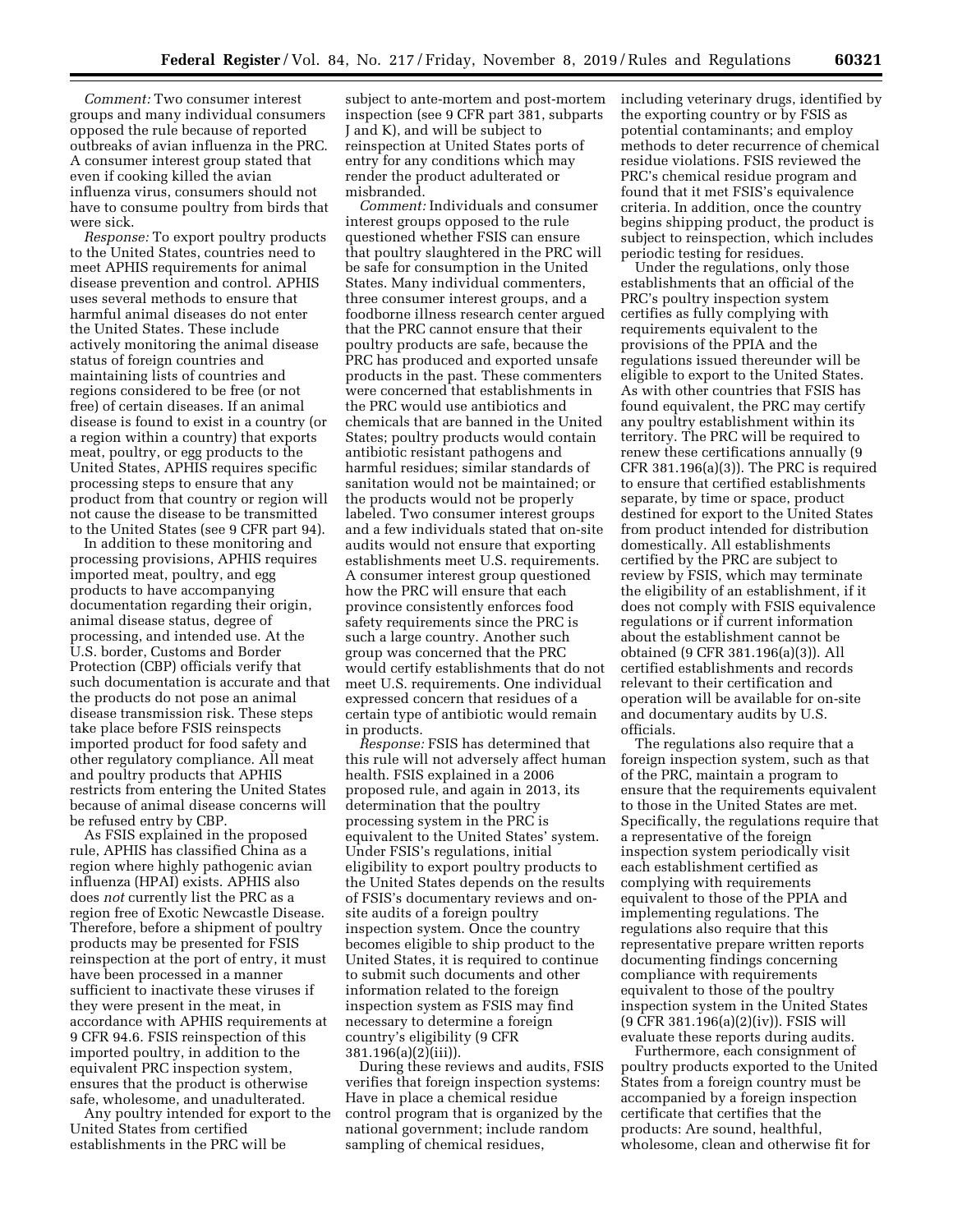*Comment:* Two consumer interest groups and many individual consumers opposed the rule because of reported outbreaks of avian influenza in the PRC. A consumer interest group stated that even if cooking killed the avian influenza virus, consumers should not have to consume poultry from birds that were sick.

*Response:* To export poultry products to the United States, countries need to meet APHIS requirements for animal disease prevention and control. APHIS uses several methods to ensure that harmful animal diseases do not enter the United States. These include actively monitoring the animal disease status of foreign countries and maintaining lists of countries and regions considered to be free (or not free) of certain diseases. If an animal disease is found to exist in a country (or a region within a country) that exports meat, poultry, or egg products to the United States, APHIS requires specific processing steps to ensure that any product from that country or region will not cause the disease to be transmitted to the United States (see 9 CFR part 94).

In addition to these monitoring and processing provisions, APHIS requires imported meat, poultry, and egg products to have accompanying documentation regarding their origin, animal disease status, degree of processing, and intended use. At the U.S. border, Customs and Border Protection (CBP) officials verify that such documentation is accurate and that the products do not pose an animal disease transmission risk. These steps take place before FSIS reinspects imported product for food safety and other regulatory compliance. All meat and poultry products that APHIS restricts from entering the United States because of animal disease concerns will be refused entry by CBP.

As FSIS explained in the proposed rule, APHIS has classified China as a region where highly pathogenic avian influenza (HPAI) exists. APHIS also does *not* currently list the PRC as a region free of Exotic Newcastle Disease. Therefore, before a shipment of poultry products may be presented for FSIS reinspection at the port of entry, it must have been processed in a manner sufficient to inactivate these viruses if they were present in the meat, in accordance with APHIS requirements at 9 CFR 94.6. FSIS reinspection of this imported poultry, in addition to the equivalent PRC inspection system, ensures that the product is otherwise safe, wholesome, and unadulterated.

Any poultry intended for export to the United States from certified establishments in the PRC will be subject to ante-mortem and post-mortem inspection (see 9 CFR part 381, subparts J and K), and will be subject to reinspection at United States ports of entry for any conditions which may render the product adulterated or misbranded.

*Comment:* Individuals and consumer interest groups opposed to the rule questioned whether FSIS can ensure that poultry slaughtered in the PRC will be safe for consumption in the United States. Many individual commenters, three consumer interest groups, and a foodborne illness research center argued that the PRC cannot ensure that their poultry products are safe, because the PRC has produced and exported unsafe products in the past. These commenters were concerned that establishments in the PRC would use antibiotics and chemicals that are banned in the United States; poultry products would contain antibiotic resistant pathogens and harmful residues; similar standards of sanitation would not be maintained; or the products would not be properly labeled. Two consumer interest groups and a few individuals stated that on-site audits would not ensure that exporting establishments meet U.S. requirements. A consumer interest group questioned how the PRC will ensure that each province consistently enforces food safety requirements since the PRC is such a large country. Another such group was concerned that the PRC would certify establishments that do not meet U.S. requirements. One individual expressed concern that residues of a certain type of antibiotic would remain in products.

*Response:* FSIS has determined that this rule will not adversely affect human health. FSIS explained in a 2006 proposed rule, and again in 2013, its determination that the poultry processing system in the PRC is equivalent to the United States' system. Under FSIS's regulations, initial eligibility to export poultry products to the United States depends on the results of FSIS's documentary reviews and on-site audits of a foreign poultry inspection system. Once the country becomes eligible to ship product to the United States, it is required to continue to submit such documents and other information related to the foreign inspection system as FSIS may find necessary to determine a foreign country's eligibility (9 CFR 381.196(a)(2)(iii)).

During these reviews and audits, FSIS verifies that foreign inspection systems: Have in place a chemical residue control program that is organized by the national government; include random sampling of chemical residues, including veterinary drugs, identified by the exporting country or by FSIS as potential contaminants; and employ methods to deter recurrence of chemical residue violations. FSIS reviewed the PRC's chemical residue program and found that it met FSIS's equivalence criteria. In addition, once the country begins shipping product, the product is subject to reinspection, which includes periodic testing for residues.

Under the regulations, only those establishments that an official of the PRC's poultry inspection system certifies as fully complying with requirements equivalent to the provisions of the PPIA and the regulations issued thereunder will be eligible to export to the United States. As with other countries that FSIS has found equivalent, the PRC may certify any poultry establishment within its territory. The PRC will be required to renew these certifications annually (9 CFR 381.196(a)(3)). The PRC is required to ensure that certified establishments separate, by time or space, product destined for export to the United States from product intended for distribution domestically. All establishments certified by the PRC are subject to review by FSIS, which may terminate the eligibility of an establishment, if it does not comply with FSIS equivalence regulations or if current information about the establishment cannot be obtained (9 CFR 381.196(a)(3)). All certified establishments and records relevant to their certification and operation will be available for on-site and documentary audits by U.S. officials.

The regulations also require that a foreign inspection system, such as that of the PRC, maintain a program to ensure that the requirements equivalent to those in the United States are met. Specifically, the regulations require that a representative of the foreign inspection system periodically visit each establishment certified as complying with requirements equivalent to those of the PPIA and implementing regulations. The regulations also require that this representative prepare written reports documenting findings concerning compliance with requirements equivalent to those of the poultry inspection system in the United States (9 CFR 381.196(a)(2)(iv)). FSIS will evaluate these reports during audits.

Furthermore, each consignment of poultry products exported to the United States from a foreign country must be accompanied by a foreign inspection certificate that certifies that the products: Are sound, healthful, wholesome, clean and otherwise fit for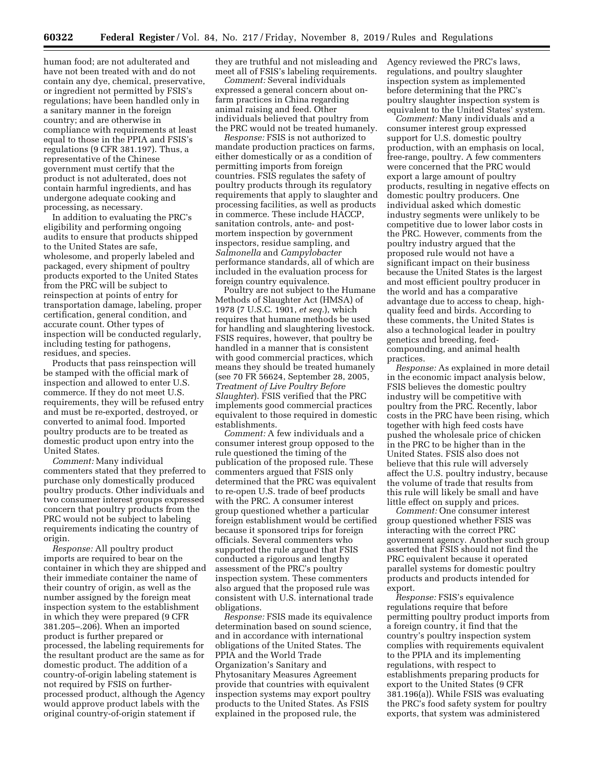human food; are not adulterated and have not been treated with and do not contain any dye, chemical, preservative, or ingredient not permitted by FSIS's regulations; have been handled only in a sanitary manner in the foreign country; and are otherwise in compliance with requirements at least equal to those in the PPIA and FSIS's regulations (9 CFR 381.197). Thus, a representative of the Chinese government must certify that the product is not adulterated, does not contain harmful ingredients, and has undergone adequate cooking and processing, as necessary.

In addition to evaluating the PRC's eligibility and performing ongoing audits to ensure that products shipped to the United States are safe, wholesome, and properly labeled and packaged, every shipment of poultry products exported to the United States from the PRC will be subject to reinspection at points of entry for transportation damage, labeling, proper certification, general condition, and accurate count. Other types of inspection will be conducted regularly, including testing for pathogens, residues, and species.

Products that pass reinspection will be stamped with the official mark of inspection and allowed to enter U.S. commerce. If they do not meet U.S. requirements, they will be refused entry and must be re-exported, destroyed, or converted to animal food. Imported poultry products are to be treated as domestic product upon entry into the United States.

*Comment:* Many individual commenters stated that they preferred to purchase only domestically produced poultry products. Other individuals and two consumer interest groups expressed concern that poultry products from the PRC would not be subject to labeling requirements indicating the country of origin.

*Response:* All poultry product imports are required to bear on the container in which they are shipped and their immediate container the name of their country of origin, as well as the number assigned by the foreign meat inspection system to the establishment in which they were prepared (9 CFR 381.205–.206). When an imported product is further prepared or processed, the labeling requirements for the resultant product are the same as for domestic product. The addition of a country-of-origin labeling statement is not required by FSIS on further-processed product, although the Agency would approve product labels with the original country-of-origin statement if they are truthful and not misleading and meet all of FSIS's labeling requirements.

*Comment:* Several individuals expressed a general concern about on-farm practices in China regarding animal raising and feed. Other individuals believed that poultry from the PRC would not be treated humanely.

*Response:* FSIS is not authorized to mandate production practices on farms, either domestically or as a condition of permitting imports from foreign countries. FSIS regulates the safety of poultry products through its regulatory requirements that apply to slaughter and processing facilities, as well as products in commerce. These include HACCP, sanitation controls, ante- and post-mortem inspection by government inspectors, residue sampling, and *Salmonella* and *Campylobacter* performance standards, all of which are included in the evaluation process for foreign country equivalence.

Poultry are not subject to the Humane Methods of Slaughter Act (HMSA) of 1978 (7 U.S.C. 1901, *et seq.*), which requires that humane methods be used for handling and slaughtering livestock. FSIS requires, however, that poultry be handled in a manner that is consistent with good commercial practices, which means they should be treated humanely (see 70 FR 56624, September 28, 2005, *Treatment of Live Poultry Before Slaughter*). FSIS verified that the PRC implements good commercial practices equivalent to those required in domestic establishments.

*Comment:* A few individuals and a consumer interest group opposed to the rule questioned the timing of the publication of the proposed rule. These commenters argued that FSIS only determined that the PRC was equivalent to re-open U.S. trade of beef products with the PRC. A consumer interest group questioned whether a particular foreign establishment would be certified because it sponsored trips for foreign officials. Several commenters who supported the rule argued that FSIS conducted a rigorous and lengthy assessment of the PRC's poultry inspection system. These commenters also argued that the proposed rule was consistent with U.S. international trade obligations.

*Response:* FSIS made its equivalence determination based on sound science, and in accordance with international obligations of the United States. The PPIA and the World Trade Organization's Sanitary and Phytosanitary Measures Agreement provide that countries with equivalent inspection systems may export poultry products to the United States. As FSIS explained in the proposed rule, the Agency reviewed the PRC's laws, regulations, and poultry slaughter inspection system as implemented before determining that the PRC's poultry slaughter inspection system is equivalent to the United States' system.

*Comment:* Many individuals and a consumer interest group expressed support for U.S. domestic poultry production, with an emphasis on local, free-range, poultry. A few commenters were concerned that the PRC would export a large amount of poultry products, resulting in negative effects on domestic poultry producers. One individual asked which domestic industry segments were unlikely to be competitive due to lower labor costs in the PRC. However, comments from the poultry industry argued that the proposed rule would not have a significant impact on their business because the United States is the largest and most efficient poultry producer in the world and has a comparative advantage due to access to cheap, high-quality feed and birds. According to these comments, the United States is also a technological leader in poultry genetics and breeding, feed-compounding, and animal health practices.

*Response:* As explained in more detail in the economic impact analysis below, FSIS believes the domestic poultry industry will be competitive with poultry from the PRC. Recently, labor costs in the PRC have been rising, which together with high feed costs have pushed the wholesale price of chicken in the PRC to be higher than in the United States. FSIS also does not believe that this rule will adversely affect the U.S. poultry industry, because the volume of trade that results from this rule will likely be small and have little effect on supply and prices.

*Comment:* One consumer interest group questioned whether FSIS was interacting with the correct PRC government agency. Another such group asserted that FSIS should not find the PRC equivalent because it operated parallel systems for domestic poultry products and products intended for export.

*Response:* FSIS's equivalence regulations require that before permitting poultry product imports from a foreign country, it find that the country's poultry inspection system complies with requirements equivalent to the PPIA and its implementing regulations, with respect to establishments preparing products for export to the United States (9 CFR 381.196(a)). While FSIS was evaluating the PRC's food safety system for poultry exports, that system was administered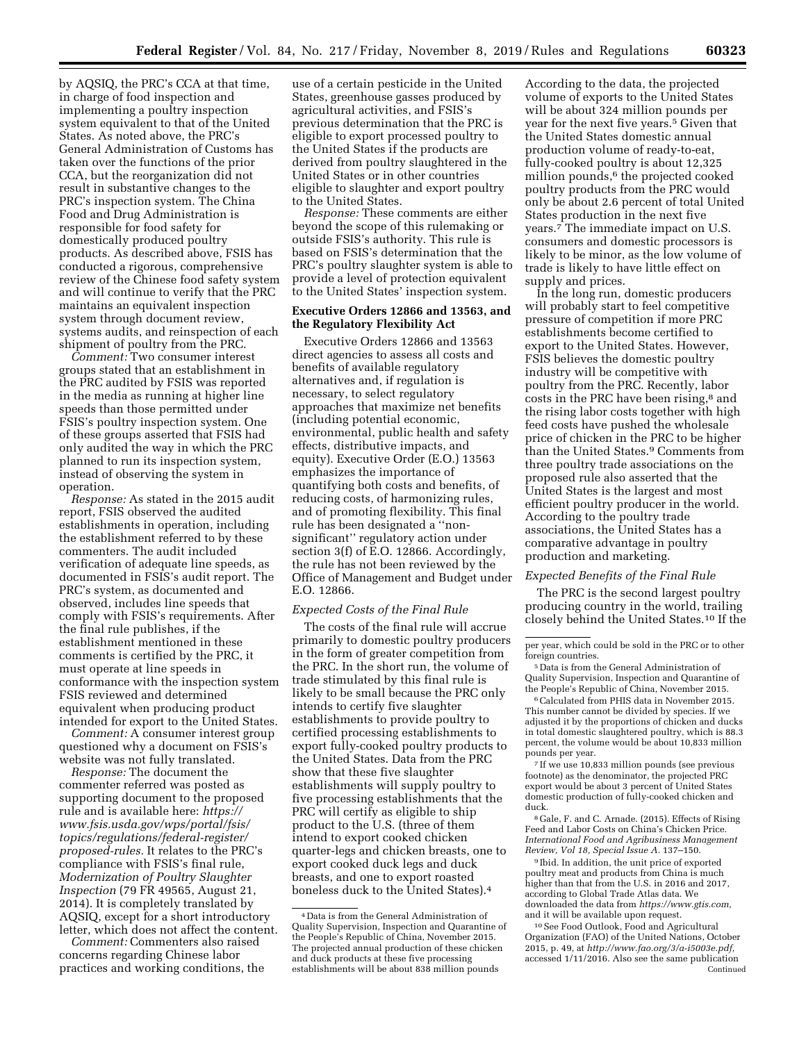by AQSIQ, the PRC's CCA at that time, in charge of food inspection and implementing a poultry inspection system equivalent to that of the United States. As noted above, the PRC's General Administration of Customs has taken over the functions of the prior CCA, but the reorganization did not result in substantive changes to the PRC's inspection system. The China Food and Drug Administration is responsible for food safety for domestically produced poultry products. As described above, FSIS has conducted a rigorous, comprehensive review of the Chinese food safety system and will continue to verify that the PRC maintains an equivalent inspection system through document review, systems audits, and reinspection of each shipment of poultry from the PRC.

*Comment:* Two consumer interest groups stated that an establishment in the PRC audited by FSIS was reported in the media as running at higher line speeds than those permitted under FSIS's poultry inspection system. One of these groups asserted that FSIS had only audited the way in which the PRC planned to run its inspection system, instead of observing the system in operation.

*Response:* As stated in the 2015 audit report, FSIS observed the audited establishments in operation, including the establishment referred to by these commenters. The audit included verification of adequate line speeds, as documented in FSIS's audit report. The PRC's system, as documented and observed, includes line speeds that comply with FSIS's requirements. After the final rule publishes, if the establishment mentioned in these comments is certified by the PRC, it must operate at line speeds in conformance with the inspection system FSIS reviewed and determined equivalent when producing product intended for export to the United States.

*Comment:* A consumer interest group questioned why a document on FSIS's website was not fully translated.

*Response:* The document the commenter referred was posted as supporting document to the proposed rule and is available here: *https://www.fsis.usda.gov/wps/portal/fsis/topics/regulations/federal-register/proposed-rules.* It relates to the PRC's compliance with FSIS's final rule, *Modernization of Poultry Slaughter Inspection* (79 FR 49565, August 21, 2014). It is completely translated by AQSIQ, except for a short introductory letter, which does not affect the content.

*Comment:* Commenters also raised concerns regarding Chinese labor practices and working conditions, the use of a certain pesticide in the United States, greenhouse gasses produced by agricultural activities, and FSIS's previous determination that the PRC is eligible to export processed poultry to the United States if the products are derived from poultry slaughtered in the United States or in other countries eligible to slaughter and export poultry to the United States.

*Response:* These comments are either beyond the scope of this rulemaking or outside FSIS's authority. This rule is based on FSIS's determination that the PRC's poultry slaughter system is able to provide a level of protection equivalent to the United States' inspection system.

## Executive Orders 12866 and 13563, and the Regulatory Flexibility Act

Executive Orders 12866 and 13563 direct agencies to assess all costs and benefits of available regulatory alternatives and, if regulation is necessary, to select regulatory approaches that maximize net benefits (including potential economic, environmental, public health and safety effects, distributive impacts, and equity). Executive Order (E.O.) 13563 emphasizes the importance of quantifying both costs and benefits, of reducing costs, of harmonizing rules, and of promoting flexibility. This final rule has been designated a ''non-significant'' regulatory action under section 3(f) of E.O. 12866. Accordingly, the rule has not been reviewed by the Office of Management and Budget under E.O. 12866.

### *Expected Costs of the Final Rule*

The costs of the final rule will accrue primarily to domestic poultry producers in the form of greater competition from the PRC. In the short run, the volume of trade stimulated by this final rule is likely to be small because the PRC only intends to certify five slaughter establishments to provide poultry to certified processing establishments to export fully-cooked poultry products to the United States. Data from the PRC show that these five slaughter establishments will supply poultry to five processing establishments that the PRC will certify as eligible to ship product to the U.S. (three of them intend to export cooked chicken quarter-legs and chicken breasts, one to export cooked duck legs and duck breasts, and one to export roasted boneless duck to the United States).[4] According to the data, the projected volume of exports to the United States will be about 324 million pounds per year for the next five years.[5] Given that the United States domestic annual production volume of ready-to-eat, fully-cooked poultry is about 12,325 million pounds,[6] the projected cooked poultry products from the PRC would only be about 2.6 percent of total United States production in the next five years.[7] The immediate impact on U.S. consumers and domestic processors is likely to be minor, as the low volume of trade is likely to have little effect on supply and prices.

In the long run, domestic producers will probably start to feel competitive pressure of competition if more PRC establishments become certified to export to the United States. However, FSIS believes the domestic poultry industry will be competitive with poultry from the PRC. Recently, labor costs in the PRC have been rising,[8] and the rising labor costs together with high feed costs have pushed the wholesale price of chicken in the PRC to be higher than the United States.[9] Comments from three poultry trade associations on the proposed rule also asserted that the United States is the largest and most efficient poultry producer in the world. According to the poultry trade associations, the United States has a comparative advantage in poultry production and marketing.

### *Expected Benefits of the Final Rule*

The PRC is the second largest poultry producing country in the world, trailing closely behind the United States.[10] If the

---

[4] Data is from the General Administration of Quality Supervision, Inspection and Quarantine of the People's Republic of China, November 2015. The projected annual production of these chicken and duck products at these five processing establishments will be about 838 million pounds per year, which could be sold in the PRC or to other foreign countries.

[5] Data is from the General Administration of Quality Supervision, Inspection and Quarantine of the People's Republic of China, November 2015.

[6] Calculated from PHIS data in November 2015. This number cannot be divided by species. If we adjusted it by the proportions of chicken and ducks in total domestic slaughtered poultry, which is 88.3 percent, the volume would be about 10,833 million pounds per year.

[7] If we use 10,833 million pounds (see previous footnote) as the denominator, the projected PRC export would be about 3 percent of United States domestic production of fully-cooked chicken and duck.

[8] Gale, F. and C. Arnade. (2015). Effects of Rising Feed and Labor Costs on China's Chicken Price. *International Food and Agribusiness Management Review, Vol 18, Special Issue A.* 137–150.

[9] Ibid. In addition, the unit price of exported poultry meat and products from China is much higher than that from the U.S. in 2016 and 2017, according to Global Trade Atlas data. We downloaded the data from *https://www.gtis.com,* and it will be available upon request.

[10] See Food Outlook, Food and Agricultural Organization (FAO) of the United Nations, October 2015, p. 49, at *http://www.fao.org/3/a-i5003e.pdf,* accessed 1/11/2016. Also see the same publication

Continued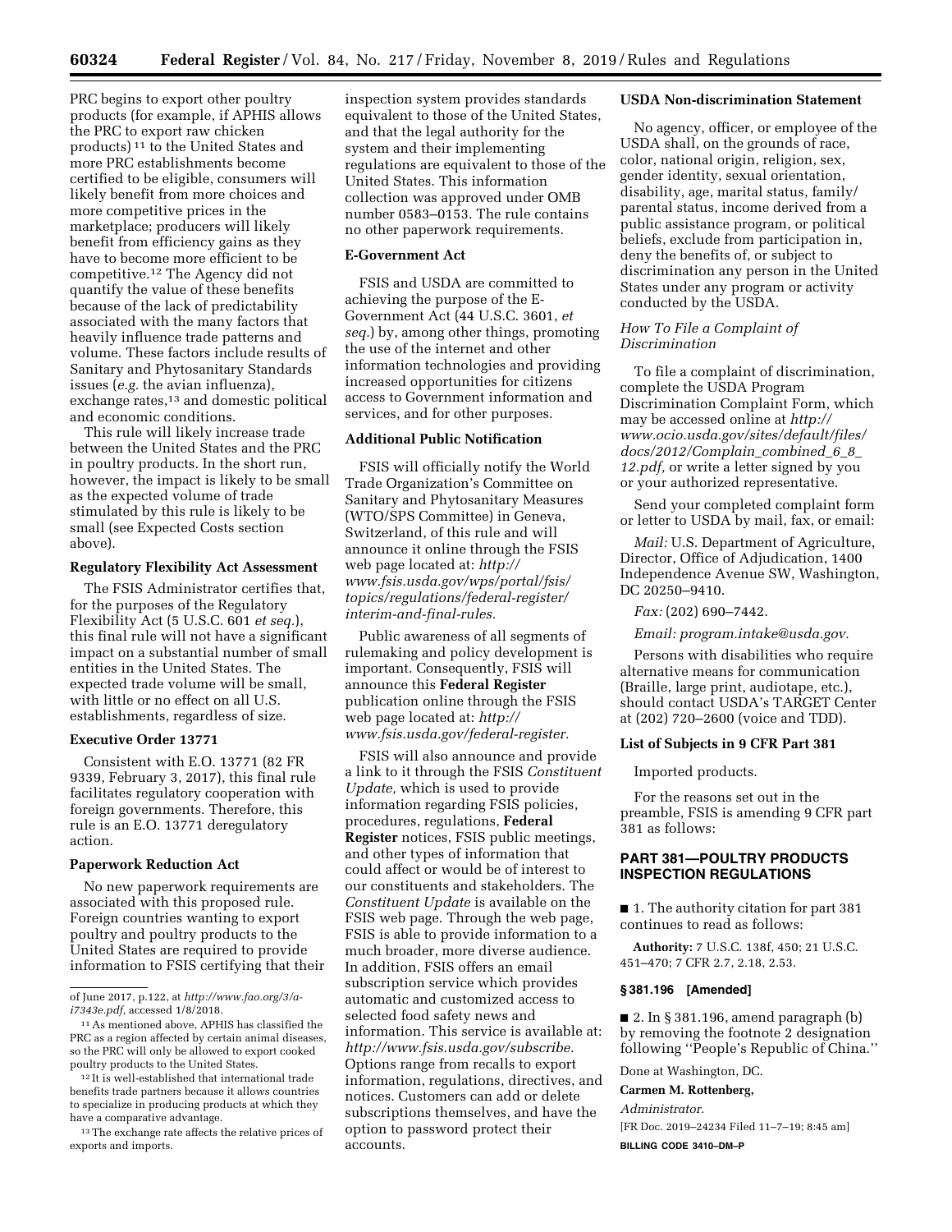PRC begins to export other poultry products (for example, if APHIS allows the PRC to export raw chicken products) [11] to the United States and more PRC establishments become certified to be eligible, consumers will likely benefit from more choices and more competitive prices in the marketplace; producers will likely benefit from efficiency gains as they have to become more efficient to be competitive.[12] The Agency did not quantify the value of these benefits because of the lack of predictability associated with the many factors that heavily influence trade patterns and volume. These factors include results of Sanitary and Phytosanitary Standards issues (*e.g.* the avian influenza), exchange rates,[13] and domestic political and economic conditions.

This rule will likely increase trade between the United States and the PRC in poultry products. In the short run, however, the impact is likely to be small as the expected volume of trade stimulated by this rule is likely to be small (see Expected Costs section above).

**Regulatory Flexibility Act Assessment**

The FSIS Administrator certifies that, for the purposes of the Regulatory Flexibility Act (5 U.S.C. 601 *et seq.*), this final rule will not have a significant impact on a substantial number of small entities in the United States. The expected trade volume will be small, with little or no effect on all U.S. establishments, regardless of size.

**Executive Order 13771**

Consistent with E.O. 13771 (82 FR 9339, February 3, 2017), this final rule facilitates regulatory cooperation with foreign governments. Therefore, this rule is an E.O. 13771 deregulatory action.

**Paperwork Reduction Act**

No new paperwork requirements are associated with this proposed rule. Foreign countries wanting to export poultry and poultry products to the United States are required to provide information to FSIS certifying that their inspection system provides standards equivalent to those of the United States, and that the legal authority for the system and their implementing regulations are equivalent to those of the United States. This information collection was approved under OMB number 0583–0153. The rule contains no other paperwork requirements.

**E-Government Act**

FSIS and USDA are committed to achieving the purpose of the E-Government Act (44 U.S.C. 3601, *et seq.*) by, among other things, promoting the use of the internet and other information technologies and providing increased opportunities for citizens access to Government information and services, and for other purposes.

**Additional Public Notification**

FSIS will officially notify the World Trade Organization's Committee on Sanitary and Phytosanitary Measures (WTO/SPS Committee) in Geneva, Switzerland, of this rule and will announce it online through the FSIS web page located at: *http://www.fsis.usda.gov/wps/portal/fsis/topics/regulations/federal-register/interim-and-final-rules.*

Public awareness of all segments of rulemaking and policy development is important. Consequently, FSIS will announce this **Federal Register** publication online through the FSIS web page located at: *http://www.fsis.usda.gov/federal-register.*

FSIS will also announce and provide a link to it through the FSIS *Constituent Update,* which is used to provide information regarding FSIS policies, procedures, regulations, **Federal Register** notices, FSIS public meetings, and other types of information that could affect or would be of interest to our constituents and stakeholders. The *Constituent Update* is available on the FSIS web page. Through the web page, FSIS is able to provide information to a much broader, more diverse audience. In addition, FSIS offers an email subscription service which provides automatic and customized access to selected food safety news and information. This service is available at: *http://www.fsis.usda.gov/subscribe.* Options range from recalls to export information, regulations, directives, and notices. Customers can add or delete subscriptions themselves, and have the option to password protect their accounts.

**USDA Non-discrimination Statement**

No agency, officer, or employee of the USDA shall, on the grounds of race, color, national origin, religion, sex, gender identity, sexual orientation, disability, age, marital status, family/parental status, income derived from a public assistance program, or political beliefs, exclude from participation in, deny the benefits of, or subject to discrimination any person in the United States under any program or activity conducted by the USDA.

*How To File a Complaint of Discrimination*

To file a complaint of discrimination, complete the USDA Program Discrimination Complaint Form, which may be accessed online at *http://www.ocio.usda.gov/sites/default/files/docs/2012/Complain_combined_6_8_12.pdf,* or write a letter signed by you or your authorized representative.

Send your completed complaint form or letter to USDA by mail, fax, or email:

*Mail:* U.S. Department of Agriculture, Director, Office of Adjudication, 1400 Independence Avenue SW, Washington, DC 20250–9410.

*Fax:* (202) 690–7442.

*Email: program.intake@usda.gov.*

Persons with disabilities who require alternative means for communication (Braille, large print, audiotape, etc.), should contact USDA's TARGET Center at (202) 720–2600 (voice and TDD).

**List of Subjects in 9 CFR Part 381**

Imported products.

For the reasons set out in the preamble, FSIS is amending 9 CFR part 381 as follows:

## PART 381—POULTRY PRODUCTS INSPECTION REGULATIONS

■ 1. The authority citation for part 381 continues to read as follows:

**Authority:** 7 U.S.C. 138f, 450; 21 U.S.C. 451–470; 7 CFR 2.7, 2.18, 2.53.

**§ 381.196 [Amended]**

■ 2. In § 381.196, amend paragraph (b) by removing the footnote 2 designation following "People's Republic of China."

Done at Washington, DC.

**Carmen M. Rottenberg,**

*Administrator.*

[FR Doc. 2019–24234 Filed 11–7–19; 8:45 am]

**BILLING CODE 3410–DM–P**

---

of June 2017, p.122, at *http://www.fao.org/3/a-i7343e.pdf,* accessed 1/8/2018.

[11] As mentioned above, APHIS has classified the PRC as a region affected by certain animal diseases, so the PRC will only be allowed to export cooked poultry products to the United States.

[12] It is well-established that international trade benefits trade partners because it allows countries to specialize in producing products at which they have a comparative advantage.

[13] The exchange rate affects the relative prices of exports and imports.